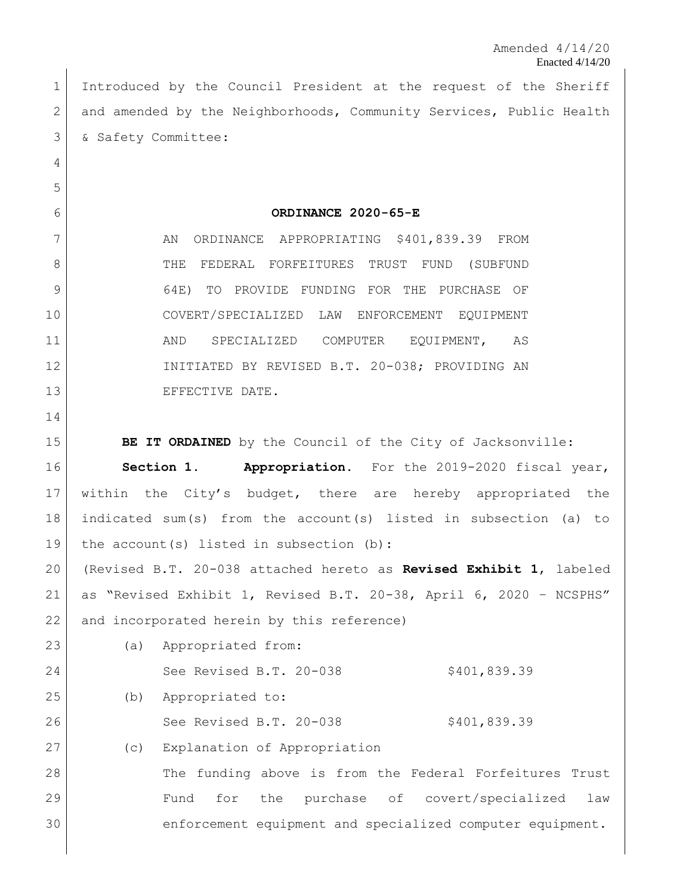Amended 4/14/20
Enacted 4/14/20

Introduced by the Council President at the request of the Sheriff and amended by the Neighborhoods, Community Services, Public Health & Safety Committee:

**ORDINANCE 2020-65-E**

AN ORDINANCE APPROPRIATING $401,839.39 FROM THE FEDERAL FORFEITURES TRUST FUND (SUBFUND 64E) TO PROVIDE FUNDING FOR THE PURCHASE OF COVERT/SPECIALIZED LAW ENFORCEMENT EQUIPMENT AND SPECIALIZED COMPUTER EQUIPMENT, AS INITIATED BY REVISED B.T. 20-038; PROVIDING AN EFFECTIVE DATE.

**BE IT ORDAINED** by the Council of the City of Jacksonville:

**Section 1. Appropriation.** For the 2019-2020 fiscal year, within the City's budget, there are hereby appropriated the indicated sum(s) from the account(s) listed in subsection (a) to the account(s) listed in subsection (b):

(Revised B.T. 20-038 attached hereto as **Revised Exhibit 1**, labeled as "Revised Exhibit 1, Revised B.T. 20-38, April 6, 2020 – NCSPHS" and incorporated herein by this reference)

(a) Appropriated from:

See Revised B.T. 20-038 $401,839.39

(b) Appropriated to:

See Revised B.T. 20-038 $401,839.39

(c) Explanation of Appropriation

The funding above is from the Federal Forfeitures Trust Fund for the purchase of covert/specialized law enforcement equipment and specialized computer equipment.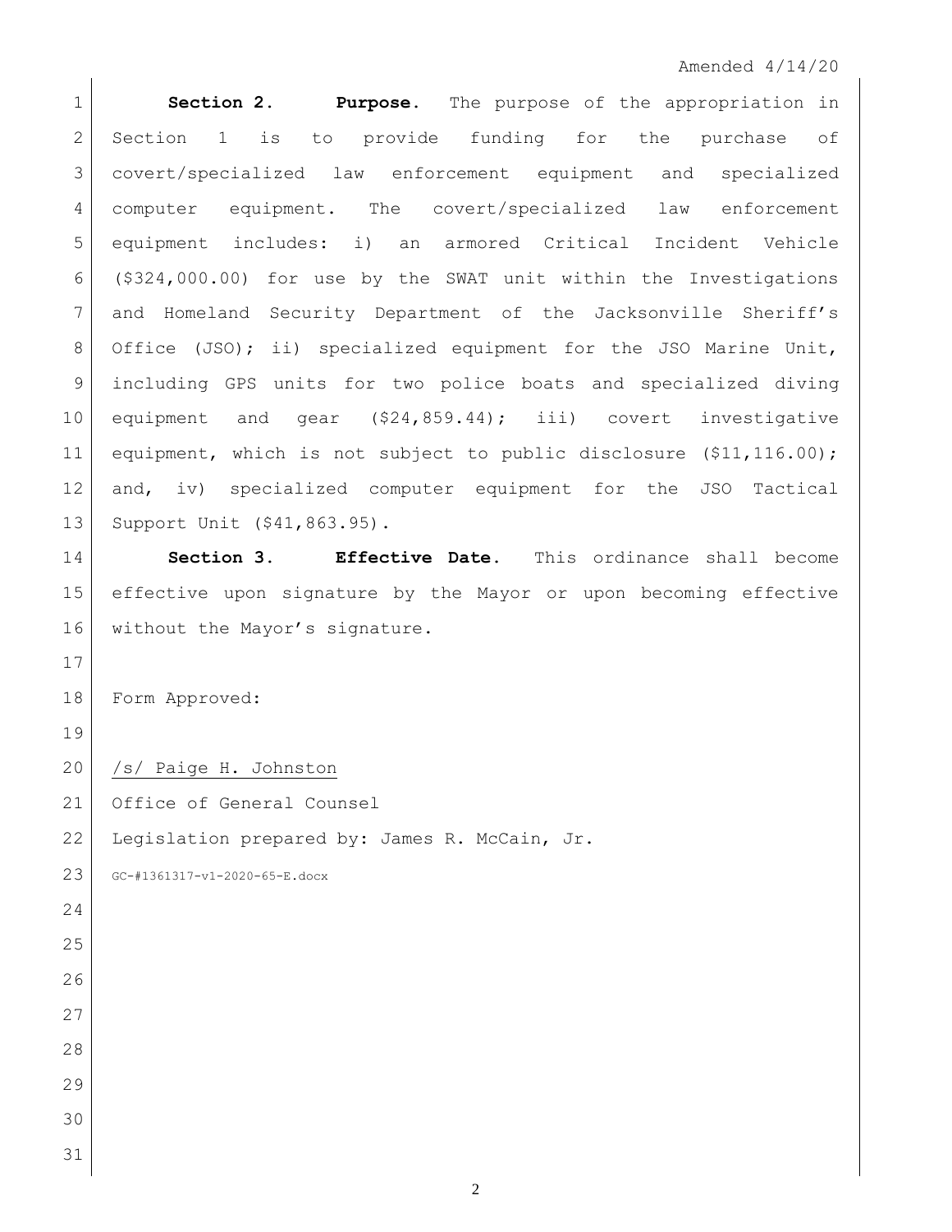Amended 4/14/20

**Section 2. Purpose.** The purpose of the appropriation in Section 1 is to provide funding for the purchase of covert/specialized law enforcement equipment and specialized computer equipment. The covert/specialized law enforcement equipment includes: i) an armored Critical Incident Vehicle ($324,000.00) for use by the SWAT unit within the Investigations and Homeland Security Department of the Jacksonville Sheriff's Office (JSO); ii) specialized equipment for the JSO Marine Unit, including GPS units for two police boats and specialized diving equipment and gear ($24,859.44); iii) covert investigative equipment, which is not subject to public disclosure ($11,116.00); and, iv) specialized computer equipment for the JSO Tactical Support Unit ($41,863.95).

**Section 3. Effective Date.** This ordinance shall become effective upon signature by the Mayor or upon becoming effective without the Mayor's signature.

Form Approved:

/s/ Paige H. Johnston

Office of General Counsel

Legislation prepared by: James R. McCain, Jr.

GC-#1361317-v1-2020-65-E.docx